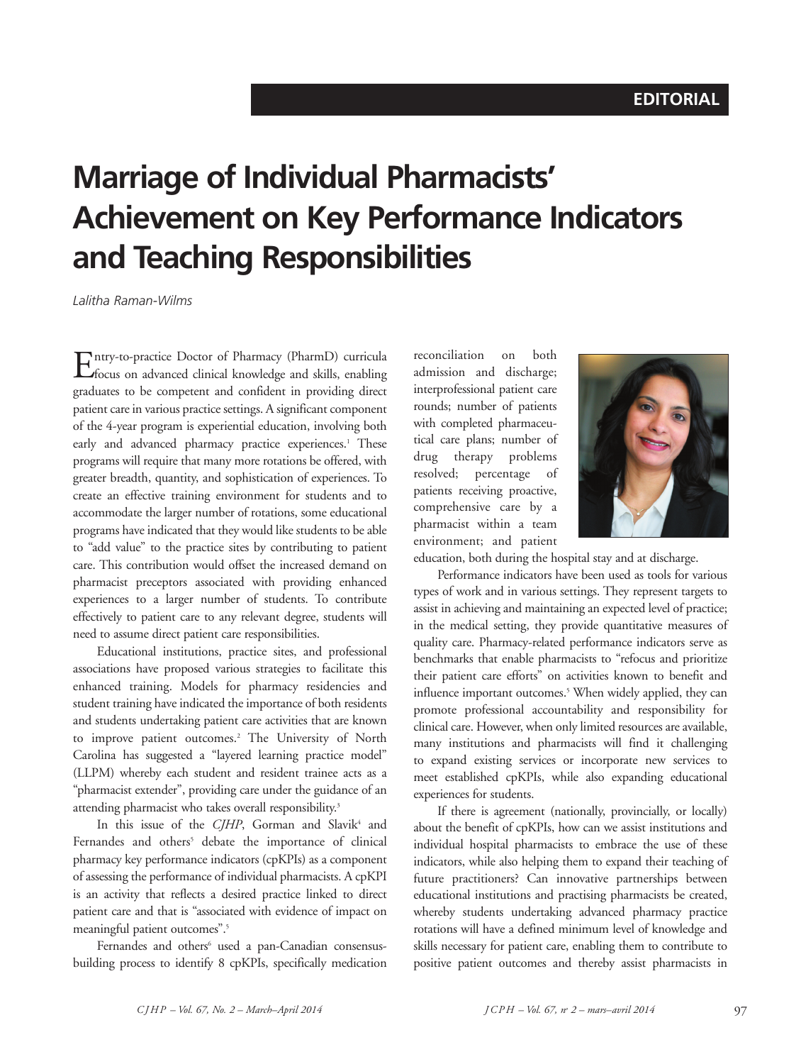EDITORIAL

# Marriage of Individual Pharmacists' Achievement on Key Performance Indicators and Teaching Responsibilities

*Lalitha Raman-Wilms*

Entry-to-practice Doctor of Pharmacy (PharmD) curricula focus on advanced clinical knowledge and skills, enabling graduates to be competent and confident in providing direct patient care in various practice settings. A significant component of the 4-year program is experiential education, involving both early and advanced pharmacy practice experiences.[1] These programs will require that many more rotations be offered, with greater breadth, quantity, and sophistication of experiences. To create an effective training environment for students and to accommodate the larger number of rotations, some educational programs have indicated that they would like students to be able to "add value" to the practice sites by contributing to patient care. This contribution would offset the increased demand on pharmacist preceptors associated with providing enhanced experiences to a larger number of students. To contribute effectively to patient care to any relevant degree, students will need to assume direct patient care responsibilities.

Educational institutions, practice sites, and professional associations have proposed various strategies to facilitate this enhanced training. Models for pharmacy residencies and student training have indicated the importance of both residents and students undertaking patient care activities that are known to improve patient outcomes.[2] The University of North Carolina has suggested a "layered learning practice model" (LLPM) whereby each student and resident trainee acts as a "pharmacist extender", providing care under the guidance of an attending pharmacist who takes overall responsibility.[3]

In this issue of the *CJHP*, Gorman and Slavik[4] and Fernandes and others[5] debate the importance of clinical pharmacy key performance indicators (cpKPIs) as a component of assessing the performance of individual pharmacists. A cpKPI is an activity that reflects a desired practice linked to direct patient care and that is "associated with evidence of impact on meaningful patient outcomes".[5]

Fernandes and others[6] used a pan-Canadian consensus-building process to identify 8 cpKPIs, specifically medication reconciliation on both admission and discharge; interprofessional patient care rounds; number of patients with completed pharmaceutical care plans; number of drug therapy problems resolved; percentage of patients receiving proactive, comprehensive care by a pharmacist within a team environment; and patient education, both during the hospital stay and at discharge.

Performance indicators have been used as tools for various types of work and in various settings. They represent targets to assist in achieving and maintaining an expected level of practice; in the medical setting, they provide quantitative measures of quality care. Pharmacy-related performance indicators serve as benchmarks that enable pharmacists to "refocus and prioritize their patient care efforts" on activities known to benefit and influence important outcomes.[5] When widely applied, they can promote professional accountability and responsibility for clinical care. However, when only limited resources are available, many institutions and pharmacists will find it challenging to expand existing services or incorporate new services to meet established cpKPIs, while also expanding educational experiences for students.

If there is agreement (nationally, provincially, or locally) about the benefit of cpKPIs, how can we assist institutions and individual hospital pharmacists to embrace the use of these indicators, while also helping them to expand their teaching of future practitioners? Can innovative partnerships between educational institutions and practising pharmacists be created, whereby students undertaking advanced pharmacy practice rotations will have a defined minimum level of knowledge and skills necessary for patient care, enabling them to contribute to positive patient outcomes and thereby assist pharmacists in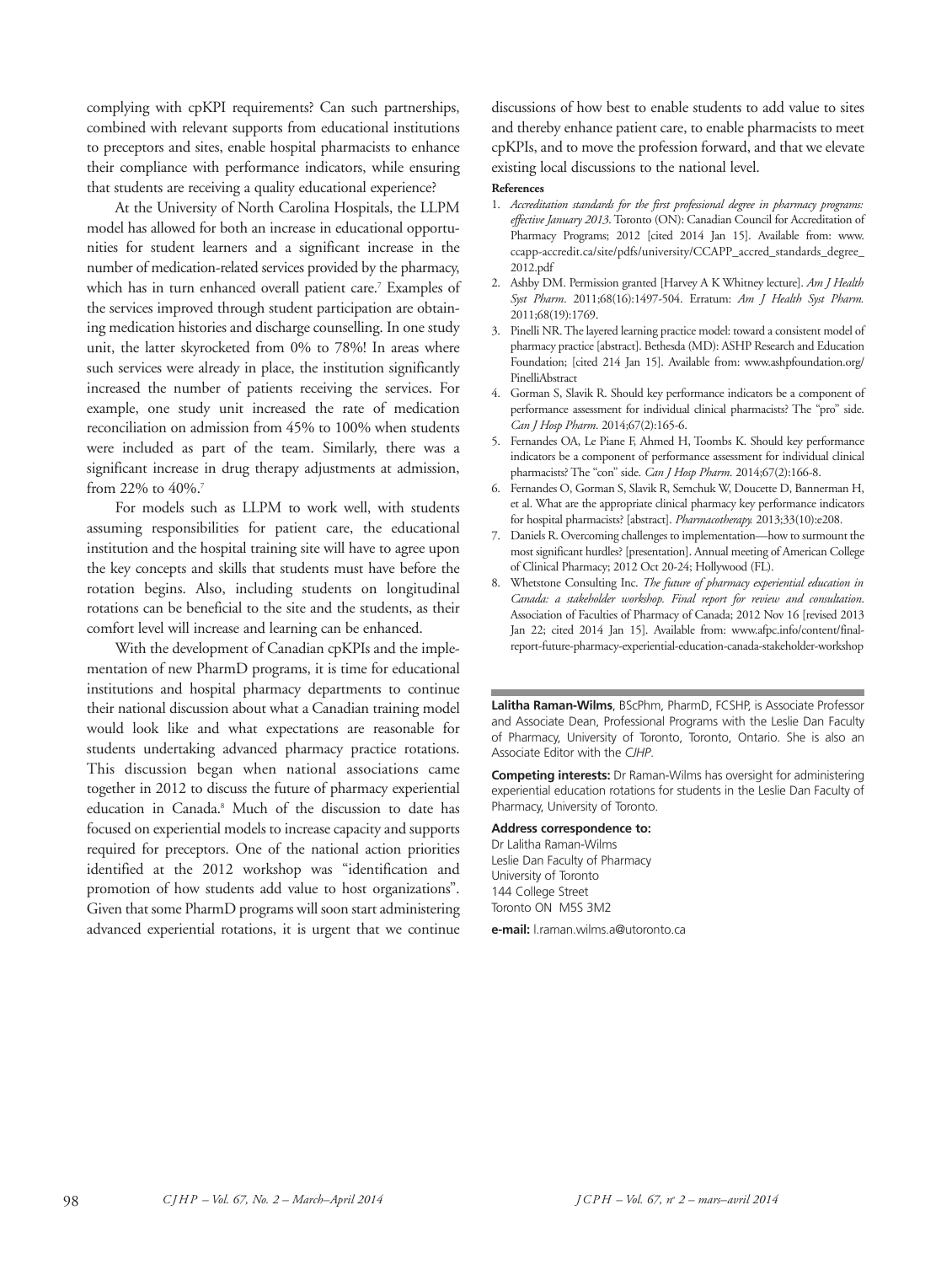complying with cpKPI requirements? Can such partnerships, combined with relevant supports from educational institutions to preceptors and sites, enable hospital pharmacists to enhance their compliance with performance indicators, while ensuring that students are receiving a quality educational experience?

At the University of North Carolina Hospitals, the LLPM model has allowed for both an increase in educational opportunities for student learners and a significant increase in the number of medication-related services provided by the pharmacy, which has in turn enhanced overall patient care.[7] Examples of the services improved through student participation are obtaining medication histories and discharge counselling. In one study unit, the latter skyrocketed from 0% to 78%! In areas where such services were already in place, the institution significantly increased the number of patients receiving the services. For example, one study unit increased the rate of medication reconciliation on admission from 45% to 100% when students were included as part of the team. Similarly, there was a significant increase in drug therapy adjustments at admission, from 22% to 40%.[7]

For models such as LLPM to work well, with students assuming responsibilities for patient care, the educational institution and the hospital training site will have to agree upon the key concepts and skills that students must have before the rotation begins. Also, including students on longitudinal rotations can be beneficial to the site and the students, as their comfort level will increase and learning can be enhanced.

With the development of Canadian cpKPIs and the implementation of new PharmD programs, it is time for educational institutions and hospital pharmacy departments to continue their national discussion about what a Canadian training model would look like and what expectations are reasonable for students undertaking advanced pharmacy practice rotations. This discussion began when national associations came together in 2012 to discuss the future of pharmacy experiential education in Canada.[8] Much of the discussion to date has focused on experiential models to increase capacity and supports required for preceptors. One of the national action priorities identified at the 2012 workshop was "identification and promotion of how students add value to host organizations". Given that some PharmD programs will soon start administering advanced experiential rotations, it is urgent that we continue discussions of how best to enable students to add value to sites and thereby enhance patient care, to enable pharmacists to meet cpKPIs, and to move the profession forward, and that we elevate existing local discussions to the national level.

#### References

1. *Accreditation standards for the first professional degree in pharmacy programs: effective January 2013*. Toronto (ON): Canadian Council for Accreditation of Pharmacy Programs; 2012 [cited 2014 Jan 15]. Available from: www.ccapp-accredit.ca/site/pdfs/university/CCAPP_accred_standards_degree_2012.pdf
2. Ashby DM. Permission granted [Harvey A K Whitney lecture]. *Am J Health Syst Pharm*. 2011;68(16):1497-504. Erratum: *Am J Health Syst Pharm.* 2011;68(19):1769.
3. Pinelli NR. The layered learning practice model: toward a consistent model of pharmacy practice [abstract]. Bethesda (MD): ASHP Research and Education Foundation; [cited 214 Jan 15]. Available from: www.ashpfoundation.org/PinelliAbstract
4. Gorman S, Slavik R. Should key performance indicators be a component of performance assessment for individual clinical pharmacists? The "pro" side. *Can J Hosp Pharm*. 2014;67(2):165-6.
5. Fernandes OA, Le Piane F, Ahmed H, Toombs K. Should key performance indicators be a component of performance assessment for individual clinical pharmacists? The "con" side. *Can J Hosp Pharm*. 2014;67(2):166-8.
6. Fernandes O, Gorman S, Slavik R, Semchuk W, Doucette D, Bannerman H, et al. What are the appropriate clinical pharmacy key performance indicators for hospital pharmacists? [abstract]. *Pharmacotherapy.* 2013;33(10):e208.
7. Daniels R. Overcoming challenges to implementation—how to surmount the most significant hurdles? [presentation]. Annual meeting of American College of Clinical Pharmacy; 2012 Oct 20-24; Hollywood (FL).
8. Whetstone Consulting Inc. *The future of pharmacy experiential education in Canada: a stakeholder workshop. Final report for review and consultation*. Association of Faculties of Pharmacy of Canada; 2012 Nov 16 [revised 2013 Jan 22; cited 2014 Jan 15]. Available from: www.afpc.info/content/final-report-future-pharmacy-experiential-education-canada-stakeholder-workshop

---

**Lalitha Raman-Wilms**, BScPhm, PharmD, FCSHP, is Associate Professor and Associate Dean, Professional Programs with the Leslie Dan Faculty of Pharmacy, University of Toronto, Toronto, Ontario. She is also an Associate Editor with the *CJHP*.

**Competing interests:** Dr Raman-Wilms has oversight for administering experiential education rotations for students in the Leslie Dan Faculty of Pharmacy, University of Toronto.

**Address correspondence to:**
Dr Lalitha Raman-Wilms
Leslie Dan Faculty of Pharmacy
University of Toronto
144 College Street
Toronto ON M5S 3M2

**e-mail:** l.raman.wilms.a@utoronto.ca